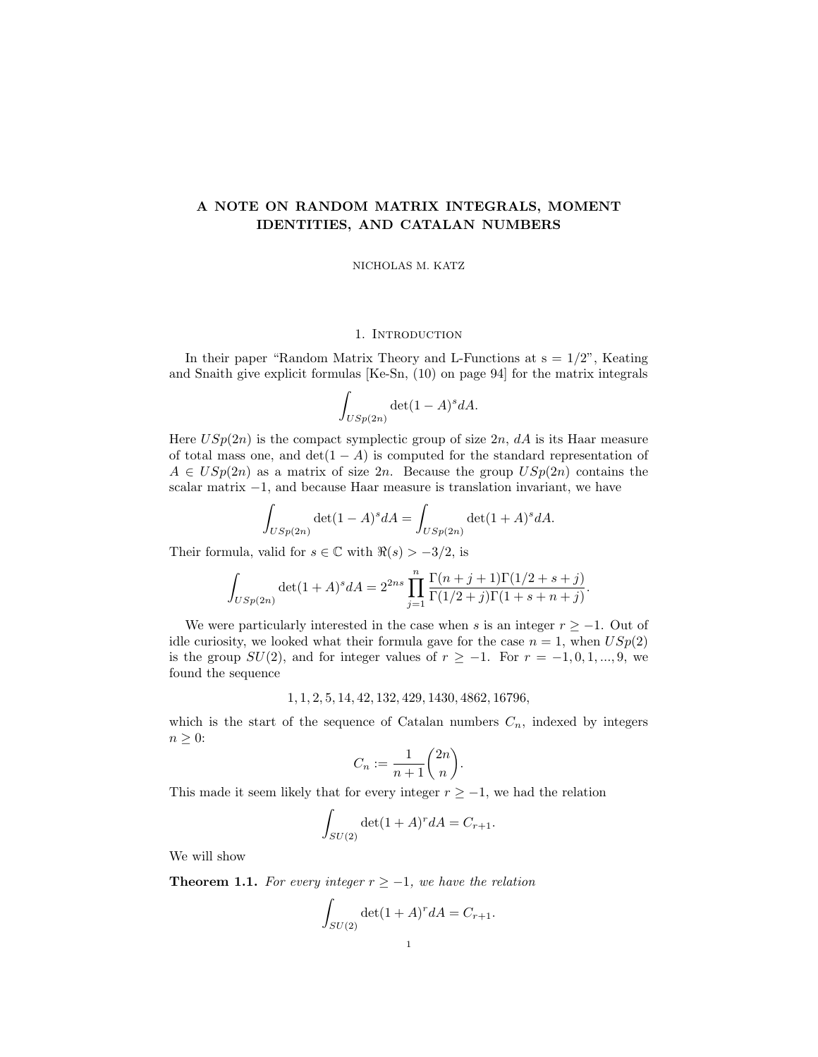# A NOTE ON RANDOM MATRIX INTEGRALS, MOMENT IDENTITIES, AND CATALAN NUMBERS

NICHOLAS M. KATZ

## 1. Introduction

In their paper "Random Matrix Theory and L-Functions at s = 1/2", Keating and Snaith give explicit formulas [Ke-Sn, (10) on page 94] for the matrix integrals

$$\int_{USp(2n)} \det(1-A)^s dA.$$

Here $USp(2n)$ is the compact symplectic group of size $2n$, $dA$ is its Haar measure of total mass one, and $\det(1-A)$ is computed for the standard representation of $A \in USp(2n)$ as a matrix of size $2n$. Because the group $USp(2n)$ contains the scalar matrix $-1$, and because Haar measure is translation invariant, we have

$$\int_{USp(2n)} \det(1-A)^s dA = \int_{USp(2n)} \det(1+A)^s dA.$$

Their formula, valid for $s \in \mathbb{C}$ with $\Re(s) > -3/2$, is

$$\int_{USp(2n)} \det(1+A)^s dA = 2^{2ns} \prod_{j=1}^{n} \frac{\Gamma(n+j+1)\Gamma(1/2+s+j)}{\Gamma(1/2+j)\Gamma(1+s+n+j)}.$$

We were particularly interested in the case when $s$ is an integer $r \geq -1$. Out of idle curiosity, we looked what their formula gave for the case $n = 1$, when $USp(2)$ is the group $SU(2)$, and for integer values of $r \geq -1$. For $r = -1, 0, 1, ..., 9$, we found the sequence

$$1, 1, 2, 5, 14, 42, 132, 429, 1430, 4862, 16796,$$

which is the start of the sequence of Catalan numbers $C_n$, indexed by integers $n \geq 0$:

$$C_n := \frac{1}{n+1}\binom{2n}{n}.$$

This made it seem likely that for every integer $r \geq -1$, we had the relation

$$\int_{SU(2)} \det(1+A)^r dA = C_{r+1}.$$

We will show

**Theorem 1.1.** *For every integer $r \geq -1$, we have the relation*

$$\int_{SU(2)} \det(1+A)^r dA = C_{r+1}.$$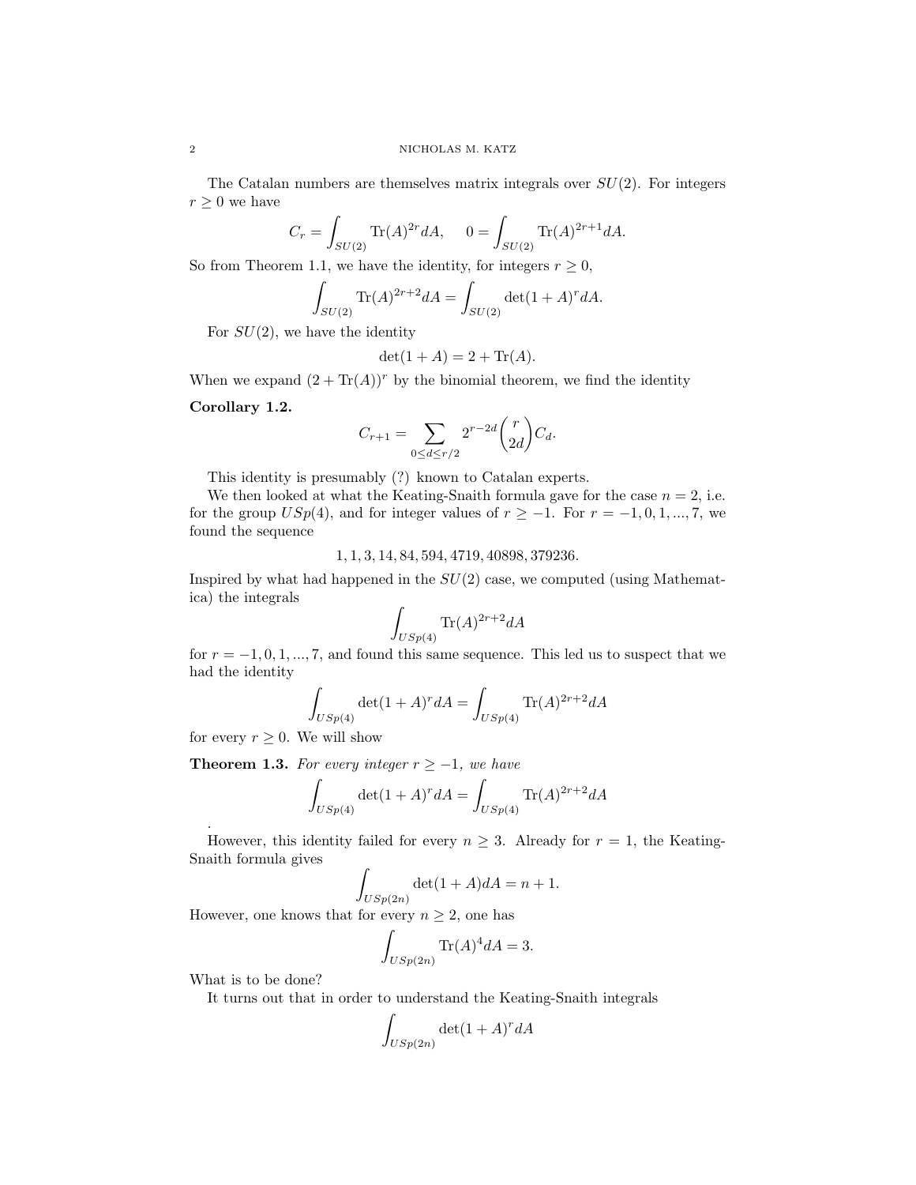The Catalan numbers are themselves matrix integrals over $SU(2)$. For integers $r \geq 0$ we have

$$C_r = \int_{SU(2)} \mathrm{Tr}(A)^{2r} dA, \quad 0 = \int_{SU(2)} \mathrm{Tr}(A)^{2r+1} dA.$$

So from Theorem 1.1, we have the identity, for integers $r \geq 0$,

$$\int_{SU(2)} \mathrm{Tr}(A)^{2r+2} dA = \int_{SU(2)} \det(1+A)^r dA.$$

For $SU(2)$, we have the identity

$$\det(1+A) = 2 + \mathrm{Tr}(A).$$

When we expand $(2 + \mathrm{Tr}(A))^r$ by the binomial theorem, we find the identity

**Corollary 1.2.**

$$C_{r+1} = \sum_{0 \leq d \leq r/2} 2^{r-2d} \binom{r}{2d} C_d.$$

This identity is presumably (?) known to Catalan experts.

We then looked at what the Keating-Snaith formula gave for the case $n = 2$, i.e. for the group $USp(4)$, and for integer values of $r \geq -1$. For $r = -1, 0, 1, ..., 7$, we found the sequence

$$1, 1, 3, 14, 84, 594, 4719, 40898, 379236.$$

Inspired by what had happened in the $SU(2)$ case, we computed (using Mathematica) the integrals

$$\int_{USp(4)} \mathrm{Tr}(A)^{2r+2} dA$$

for $r = -1, 0, 1, ..., 7$, and found this same sequence. This led us to suspect that we had the identity

$$\int_{USp(4)} \det(1+A)^r dA = \int_{USp(4)} \mathrm{Tr}(A)^{2r+2} dA$$

for every $r \geq 0$. We will show

**Theorem 1.3.** *For every integer $r \geq -1$, we have*

$$\int_{USp(4)} \det(1+A)^r dA = \int_{USp(4)} \mathrm{Tr}(A)^{2r+2} dA$$

.

However, this identity failed for every $n \geq 3$. Already for $r = 1$, the Keating-Snaith formula gives

$$\int_{USp(2n)} \det(1+A) dA = n + 1.$$

However, one knows that for every $n \geq 2$, one has

$$\int_{USp(2n)} \mathrm{Tr}(A)^4 dA = 3.$$

What is to be done?

It turns out that in order to understand the Keating-Snaith integrals

$$\int_{USp(2n)} \det(1+A)^r dA$$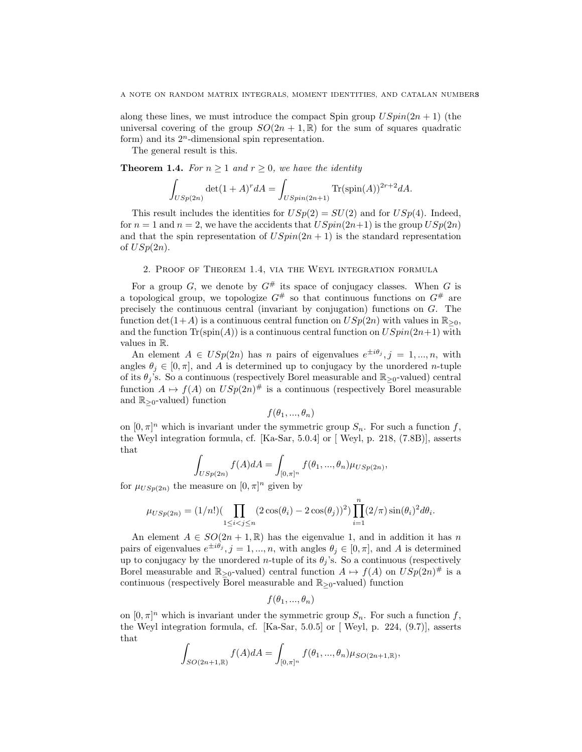along these lines, we must introduce the compact Spin group $USpin(2n+1)$ (the universal covering of the group $SO(2n+1,\mathbb{R})$ for the sum of squares quadratic form) and its $2^n$-dimensional spin representation.

The general result is this.

**Theorem 1.4.** *For $n \geq 1$ and $r \geq 0$, we have the identity*

$$\int_{USp(2n)} \det(1+A)^r dA = \int_{USpin(2n+1)} \mathrm{Tr}(\mathrm{spin}(A))^{2r+2} dA.$$

This result includes the identities for $USp(2) = SU(2)$ and for $USp(4)$. Indeed, for $n = 1$ and $n = 2$, we have the accidents that $USpin(2n+1)$ is the group $USp(2n)$ and that the spin representation of $USpin(2n+1)$ is the standard representation of $USp(2n)$.

## 2. Proof of Theorem 1.4, via the Weyl integration formula

For a group $G$, we denote by $G^{\#}$ its space of conjugacy classes. When $G$ is a topological group, we topologize $G^{\#}$ so that continuous functions on $G^{\#}$ are precisely the continuous central (invariant by conjugation) functions on $G$. The function $\det(1+A)$ is a continuous central function on $USp(2n)$ with values in $\mathbb{R}_{\geq 0}$, and the function $\mathrm{Tr}(\mathrm{spin}(A))$ is a continuous central function on $USpin(2n+1)$ with values in $\mathbb{R}$.

An element $A \in USp(2n)$ has $n$ pairs of eigenvalues $e^{\pm i\theta_j}, j = 1, ..., n$, with angles $\theta_j \in [0, \pi]$, and $A$ is determined up to conjugacy by the unordered $n$-tuple of its $\theta_j$'s. So a continuous (respectively Borel measurable and $\mathbb{R}_{\geq 0}$-valued) central function $A \mapsto f(A)$ on $USp(2n)^{\#}$ is a continuous (respectively Borel measurable and $\mathbb{R}_{\geq 0}$-valued) function

$$f(\theta_1, ..., \theta_n)$$

on $[0, \pi]^n$ which is invariant under the symmetric group $S_n$. For such a function $f$, the Weyl integration formula, cf. [Ka-Sar, 5.0.4] or [ Weyl, p. 218, (7.8B)], asserts that

$$\int_{USp(2n)} f(A) dA = \int_{[0,\pi]^n} f(\theta_1, ..., \theta_n) \mu_{USp(2n)},$$

for $\mu_{USp(2n)}$ the measure on $[0, \pi]^n$ given by

$$\mu_{USp(2n)} = (1/n!)(\prod_{1 \leq i < j \leq n} (2\cos(\theta_i) - 2\cos(\theta_j))^2) \prod_{i=1}^{n} (2/\pi) \sin(\theta_i)^2 d\theta_i.$$

An element $A \in SO(2n+1, \mathbb{R})$ has the eigenvalue 1, and in addition it has $n$ pairs of eigenvalues $e^{\pm i\theta_j}, j = 1, ..., n$, with angles $\theta_j \in [0, \pi]$, and $A$ is determined up to conjugacy by the unordered $n$-tuple of its $\theta_j$'s. So a continuous (respectively Borel measurable and $\mathbb{R}_{\geq 0}$-valued) central function $A \mapsto f(A)$ on $USp(2n)^{\#}$ is a continuous (respectively Borel measurable and $\mathbb{R}_{\geq 0}$-valued) function

$$f(\theta_1, ..., \theta_n)$$

on $[0, \pi]^n$ which is invariant under the symmetric group $S_n$. For such a function $f$, the Weyl integration formula, cf. [Ka-Sar, 5.0.5] or [ Weyl, p. 224, (9.7)], asserts that

$$\int_{SO(2n+1,\mathbb{R})} f(A) dA = \int_{[0,\pi]^n} f(\theta_1, ..., \theta_n) \mu_{SO(2n+1,\mathbb{R})},$$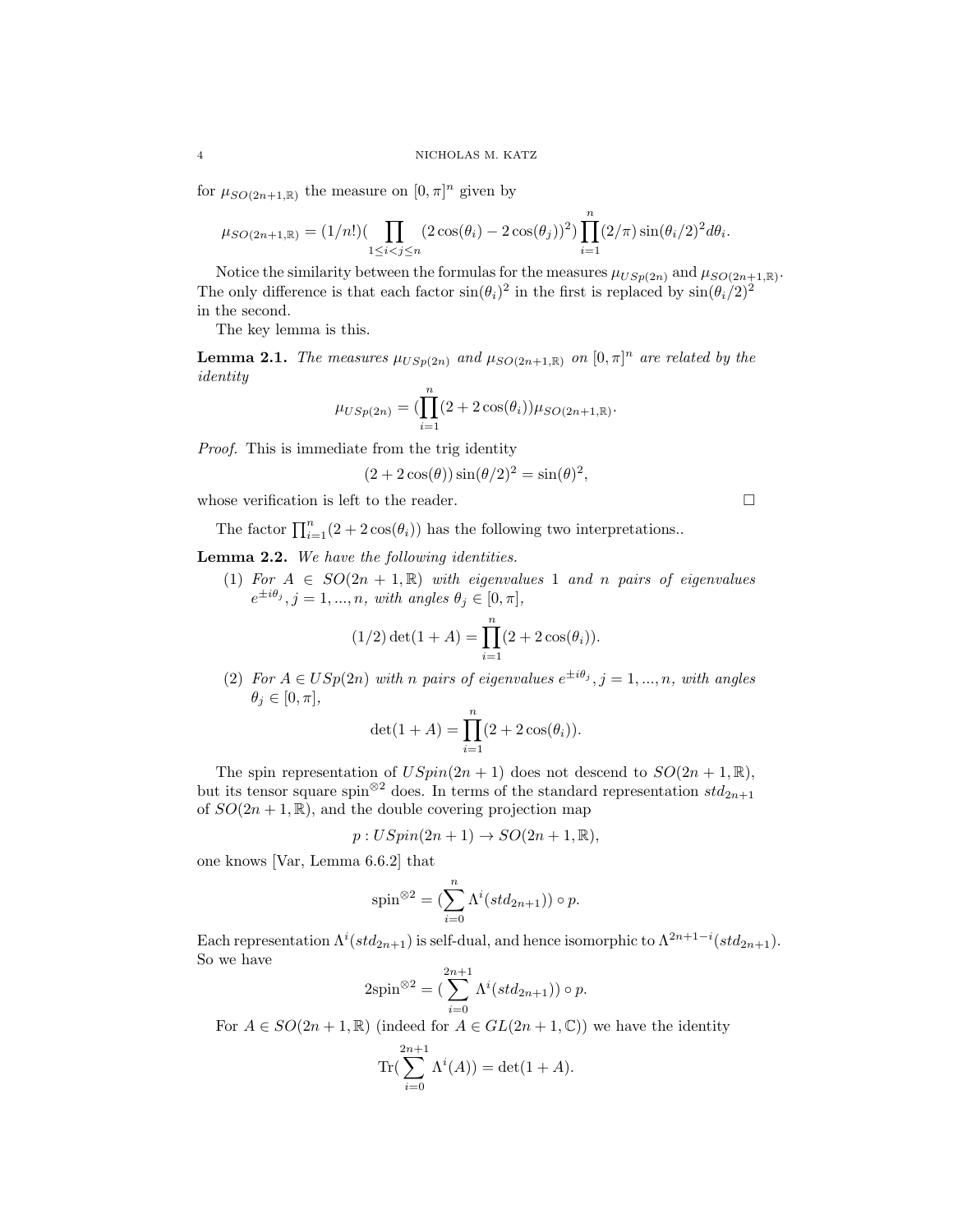for $\mu_{SO(2n+1,\mathbb{R})}$ the measure on $[0,\pi]^n$ given by

$$\mu_{SO(2n+1,\mathbb{R})} = (1/n!)(\prod_{1\leq i<j\leq n}(2\cos(\theta_i) - 2\cos(\theta_j))^2)\prod_{i=1}^{n}(2/\pi)\sin(\theta_i/2)^2 d\theta_i.$$

Notice the similarity between the formulas for the measures $\mu_{USp(2n)}$ and $\mu_{SO(2n+1,\mathbb{R})}$. The only difference is that each factor $\sin(\theta_i)^2$ in the first is replaced by $\sin(\theta_i/2)^2$ in the second.

The key lemma is this.

**Lemma 2.1.** *The measures $\mu_{USp(2n)}$ and $\mu_{SO(2n+1,\mathbb{R})}$ on $[0,\pi]^n$ are related by the identity*

$$\mu_{USp(2n)} = (\prod_{i=1}^{n}(2+2\cos(\theta_i))\mu_{SO(2n+1,\mathbb{R})}.$$

*Proof.* This is immediate from the trig identity

$$(2+2\cos(\theta))\sin(\theta/2)^2 = \sin(\theta)^2,$$

whose verification is left to the reader. □

The factor $\prod_{i=1}^{n}(2+2\cos(\theta_i))$ has the following two interpretations..

**Lemma 2.2.** *We have the following identities.*

1. *For $A \in SO(2n+1,\mathbb{R})$ with eigenvalues 1 and $n$ pairs of eigenvalues $e^{\pm i\theta_j}, j = 1, ..., n$, with angles $\theta_j \in [0,\pi]$,*

$$(1/2)\det(1+A) = \prod_{i=1}^{n}(2+2\cos(\theta_i)).$$

2. *For $A \in USp(2n)$ with $n$ pairs of eigenvalues $e^{\pm i\theta_j}, j = 1, ..., n$, with angles $\theta_j \in [0,\pi]$,*

$$\det(1+A) = \prod_{i=1}^{n}(2+2\cos(\theta_i)).$$

The spin representation of $USpin(2n+1)$ does not descend to $SO(2n+1,\mathbb{R})$, but its tensor square $\mathrm{spin}^{\otimes 2}$ does. In terms of the standard representation $std_{2n+1}$ of $SO(2n+1,\mathbb{R})$, and the double covering projection map

$$p : USpin(2n+1) \to SO(2n+1,\mathbb{R}),$$

one knows [Var, Lemma 6.6.2] that

$$\mathrm{spin}^{\otimes 2} = (\sum_{i=0}^{n}\Lambda^i(std_{2n+1}))\circ p.$$

Each representation $\Lambda^i(std_{2n+1})$ is self-dual, and hence isomorphic to $\Lambda^{2n+1-i}(std_{2n+1})$. So we have

$$2\mathrm{spin}^{\otimes 2} = (\sum_{i=0}^{2n+1}\Lambda^i(std_{2n+1}))\circ p.$$

For $A \in SO(2n+1,\mathbb{R})$ (indeed for $A \in GL(2n+1,\mathbb{C})$) we have the identity

$$\mathrm{Tr}(\sum_{i=0}^{2n+1}\Lambda^i(A)) = \det(1+A).$$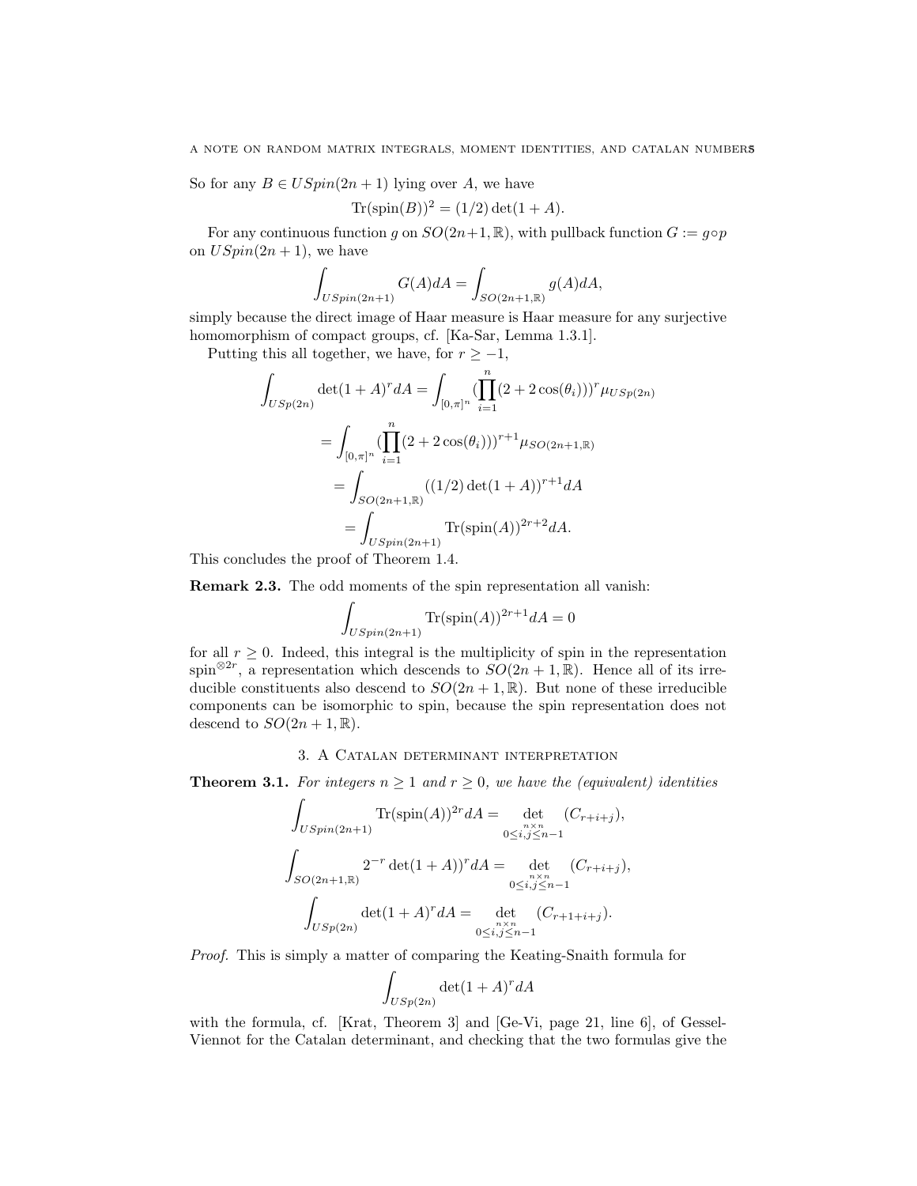So for any $B \in USpin(2n+1)$ lying over $A$, we have

$$\mathrm{Tr}(\mathrm{spin}(B))^2 = (1/2)\det(1+A).$$

For any continuous function $g$ on $SO(2n+1,\mathbb{R})$, with pullback function $G := g \circ p$ on $USpin(2n+1)$, we have

$$\int_{USpin(2n+1)} G(A)dA = \int_{SO(2n+1,\mathbb{R})} g(A)dA,$$

simply because the direct image of Haar measure is Haar measure for any surjective homomorphism of compact groups, cf. [Ka-Sar, Lemma 1.3.1].

Putting this all together, we have, for $r \geq -1$,

$$\int_{USp(2n)} \det(1+A)^r dA = \int_{[0,\pi]^n} (\prod_{i=1}^n (2+2\cos(\theta_i)))^r \mu_{USp(2n)}$$

$$= \int_{[0,\pi]^n} (\prod_{i=1}^n (2+2\cos(\theta_i)))^{r+1} \mu_{SO(2n+1,\mathbb{R})}$$

$$= \int_{SO(2n+1,\mathbb{R})} ((1/2)\det(1+A))^{r+1} dA$$

$$= \int_{USpin(2n+1)} \mathrm{Tr}(\mathrm{spin}(A))^{2r+2} dA.$$

This concludes the proof of Theorem 1.4.

**Remark 2.3.** The odd moments of the spin representation all vanish:

$$\int_{USpin(2n+1)} \mathrm{Tr}(\mathrm{spin}(A))^{2r+1} dA = 0$$

for all $r \geq 0$. Indeed, this integral is the multiplicity of spin in the representation $\mathrm{spin}^{\otimes 2r}$, a representation which descends to $SO(2n+1,\mathbb{R})$. Hence all of its irreducible constituents also descend to $SO(2n+1,\mathbb{R})$. But none of these irreducible components can be isomorphic to spin, because the spin representation does not descend to $SO(2n+1,\mathbb{R})$.

## 3. A Catalan determinant interpretation

**Theorem 3.1.** *For integers $n \geq 1$ and $r \geq 0$, we have the (equivalent) identities*

$$\int_{USpin(2n+1)} \mathrm{Tr}(\mathrm{spin}(A))^{2r} dA = \det_{\substack{n\times n \\ 0 \leq i,j \leq n-1}} (C_{r+i+j}),$$

$$\int_{SO(2n+1,\mathbb{R})} 2^{-r}\det(1+A))^r dA = \det_{\substack{n\times n \\ 0 \leq i,j \leq n-1}} (C_{r+i+j}),$$

$$\int_{USp(2n)} \det(1+A)^r dA = \det_{\substack{n\times n \\ 0 \leq i,j \leq n-1}} (C_{r+1+i+j}).$$

*Proof.* This is simply a matter of comparing the Keating-Snaith formula for

$$\int_{USp(2n)} \det(1+A)^r dA$$

with the formula, cf. [Krat, Theorem 3] and [Ge-Vi, page 21, line 6], of Gessel-Viennot for the Catalan determinant, and checking that the two formulas give the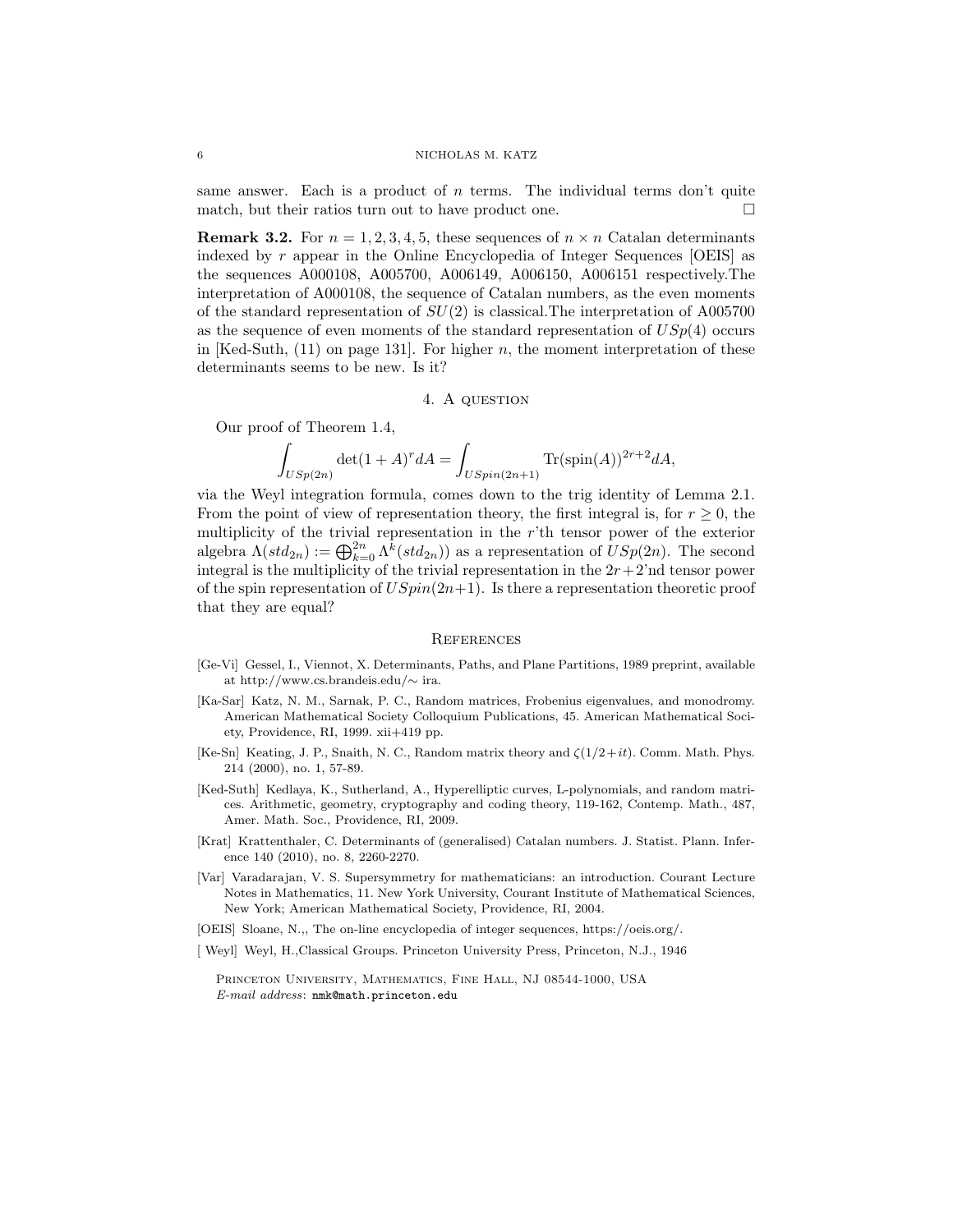same answer. Each is a product of $n$ terms. The individual terms don't quite match, but their ratios turn out to have product one. □

**Remark 3.2.** For $n = 1, 2, 3, 4, 5$, these sequences of $n \times n$ Catalan determinants indexed by $r$ appear in the Online Encyclopedia of Integer Sequences [OEIS] as the sequences A000108, A005700, A006149, A006150, A006151 respectively.The interpretation of A000108, the sequence of Catalan numbers, as the even moments of the standard representation of $SU(2)$ is classical.The interpretation of A005700 as the sequence of even moments of the standard representation of $USp(4)$ occurs in [Ked-Suth, (11) on page 131]. For higher $n$, the moment interpretation of these determinants seems to be new. Is it?

## 4. A question

Our proof of Theorem 1.4,

$$\int_{USp(2n)} \det(1 + A)^r dA = \int_{USpin(2n+1)} \mathrm{Tr}(\mathrm{spin}(A))^{2r+2} dA,$$

via the Weyl integration formula, comes down to the trig identity of Lemma 2.1. From the point of view of representation theory, the first integral is, for $r \geq 0$, the multiplicity of the trivial representation in the $r$'th tensor power of the exterior algebra $\Lambda(std_{2n}) := \bigoplus_{k=0}^{2n} \Lambda^k(std_{2n})$ as a representation of $USp(2n)$. The second integral is the multiplicity of the trivial representation in the $2r+2$'nd tensor power of the spin representation of $USpin(2n+1)$. Is there a representation theoretic proof that they are equal?

## References

[Ge-Vi] Gessel, I., Viennot, X. Determinants, Paths, and Plane Partitions, 1989 preprint, available at http://www.cs.brandeis.edu/∼ ira.

[Ka-Sar] Katz, N. M., Sarnak, P. C., Random matrices, Frobenius eigenvalues, and monodromy. American Mathematical Society Colloquium Publications, 45. American Mathematical Society, Providence, RI, 1999. xii+419 pp.

[Ke-Sn] Keating, J. P., Snaith, N. C., Random matrix theory and $\zeta(1/2+it)$. Comm. Math. Phys. 214 (2000), no. 1, 57-89.

[Ked-Suth] Kedlaya, K., Sutherland, A., Hyperelliptic curves, L-polynomials, and random matrices. Arithmetic, geometry, cryptography and coding theory, 119-162, Contemp. Math., 487, Amer. Math. Soc., Providence, RI, 2009.

[Krat] Krattenthaler, C. Determinants of (generalised) Catalan numbers. J. Statist. Plann. Inference 140 (2010), no. 8, 2260-2270.

[Var] Varadarajan, V. S. Supersymmetry for mathematicians: an introduction. Courant Lecture Notes in Mathematics, 11. New York University, Courant Institute of Mathematical Sciences, New York; American Mathematical Society, Providence, RI, 2004.

[OEIS] Sloane, N.,, The on-line encyclopedia of integer sequences, https://oeis.org/.

[ Weyl] Weyl, H.,Classical Groups. Princeton University Press, Princeton, N.J., 1946

Princeton University, Mathematics, Fine Hall, NJ 08544-1000, USA
*E-mail address*: nmk@math.princeton.edu